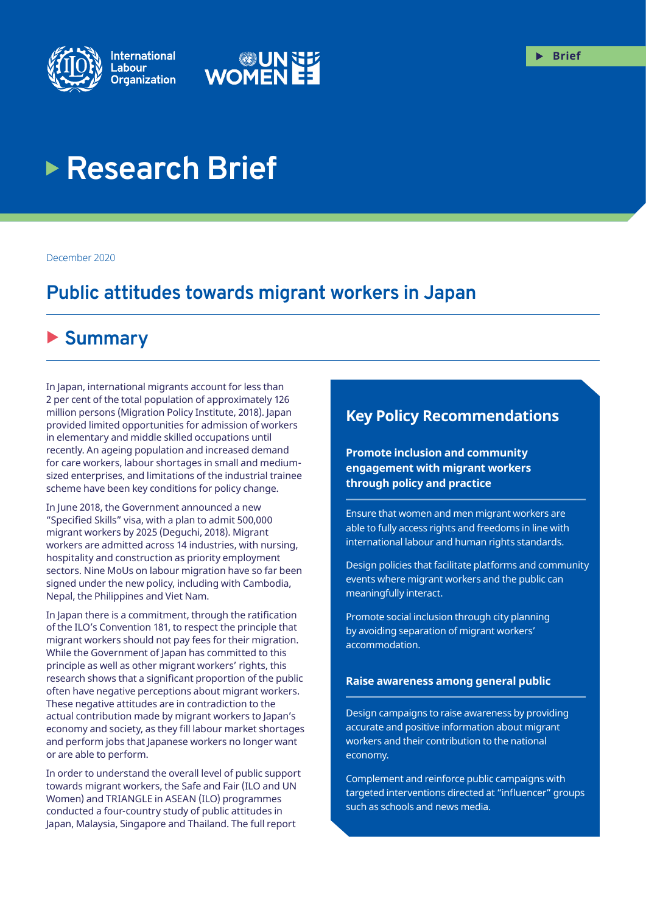Brief

# Research Brief

December 2020

## Public attitudes towards migrant workers in Japan

## Summary

In Japan, international migrants account for less than 2 per cent of the total population of approximately 126 million persons (Migration Policy Institute, 2018). Japan provided limited opportunities for admission of workers in elementary and middle skilled occupations until recently. An ageing population and increased demand for care workers, labour shortages in small and medium-sized enterprises, and limitations of the industrial trainee scheme have been key conditions for policy change.

In June 2018, the Government announced a new "Specified Skills" visa, with a plan to admit 500,000 migrant workers by 2025 (Deguchi, 2018). Migrant workers are admitted across 14 industries, with nursing, hospitality and construction as priority employment sectors. Nine MoUs on labour migration have so far been signed under the new policy, including with Cambodia, Nepal, the Philippines and Viet Nam.

In Japan there is a commitment, through the ratification of the ILO's Convention 181, to respect the principle that migrant workers should not pay fees for their migration. While the Government of Japan has committed to this principle as well as other migrant workers' rights, this research shows that a significant proportion of the public often have negative perceptions about migrant workers. These negative attitudes are in contradiction to the actual contribution made by migrant workers to Japan's economy and society, as they fill labour market shortages and perform jobs that Japanese workers no longer want or are able to perform.

In order to understand the overall level of public support towards migrant workers, the Safe and Fair (ILO and UN Women) and TRIANGLE in ASEAN (ILO) programmes conducted a four-country study of public attitudes in Japan, Malaysia, Singapore and Thailand. The full report

### Key Policy Recommendations

**Promote inclusion and community engagement with migrant workers through policy and practice**

Ensure that women and men migrant workers are able to fully access rights and freedoms in line with international labour and human rights standards.

Design policies that facilitate platforms and community events where migrant workers and the public can meaningfully interact.

Promote social inclusion through city planning by avoiding separation of migrant workers' accommodation.

**Raise awareness among general public**

Design campaigns to raise awareness by providing accurate and positive information about migrant workers and their contribution to the national economy.

Complement and reinforce public campaigns with targeted interventions directed at "influencer" groups such as schools and news media.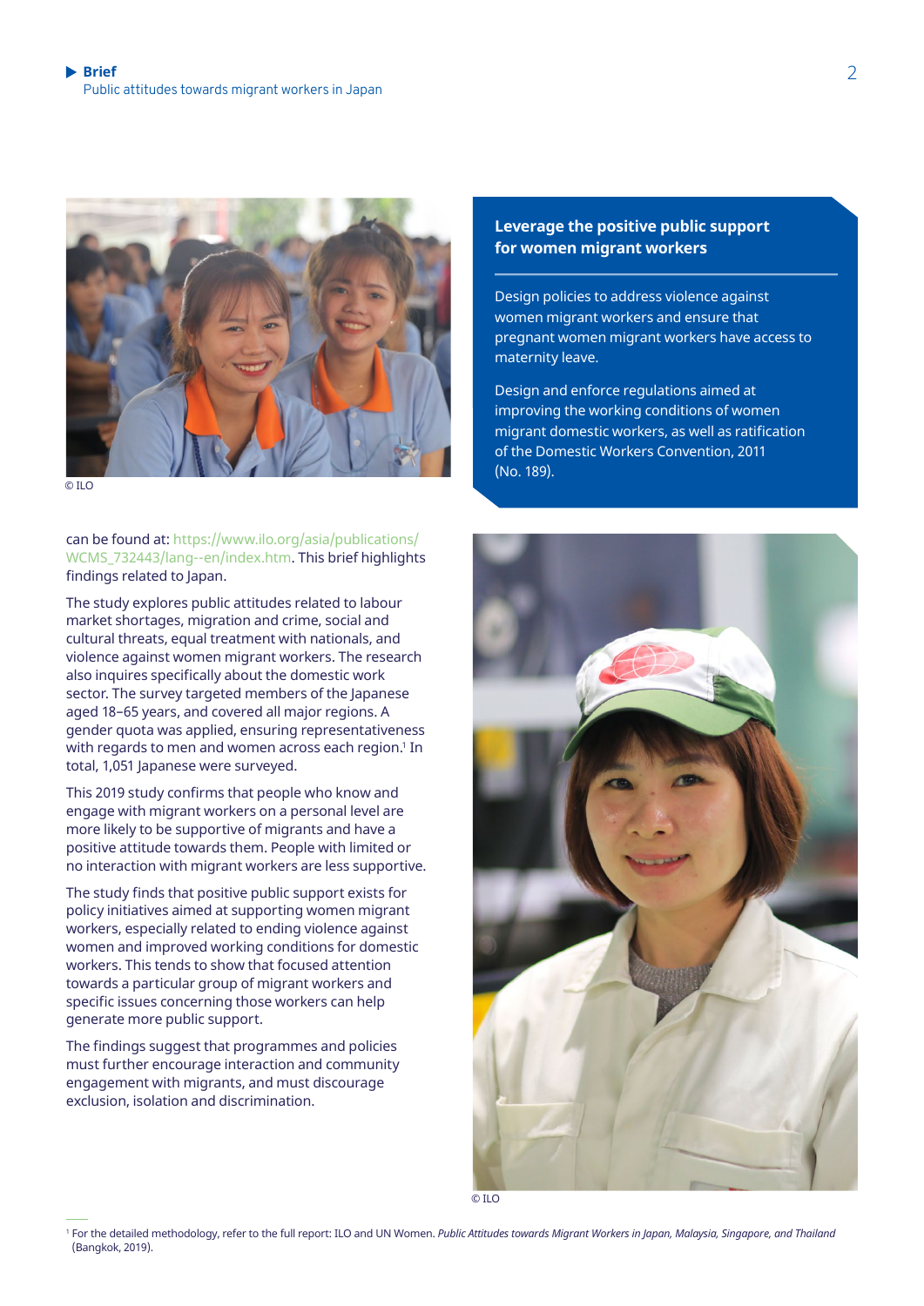can be found at: https://www.ilo.org/asia/publications/WCMS_732443/lang--en/index.htm. This brief highlights findings related to Japan.

The study explores public attitudes related to labour market shortages, migration and crime, social and cultural threats, equal treatment with nationals, and violence against women migrant workers. The research also inquires specifically about the domestic work sector. The survey targeted members of the Japanese aged 18–65 years, and covered all major regions. A gender quota was applied, ensuring representativeness with regards to men and women across each region.[1] In total, 1,051 Japanese were surveyed.

This 2019 study confirms that people who know and engage with migrant workers on a personal level are more likely to be supportive of migrants and have a positive attitude towards them. People with limited or no interaction with migrant workers are less supportive.

The study finds that positive public support exists for policy initiatives aimed at supporting women migrant workers, especially related to ending violence against women and improved working conditions for domestic workers. This tends to show that focused attention towards a particular group of migrant workers and specific issues concerning those workers can help generate more public support.

The findings suggest that programmes and policies must further encourage interaction and community engagement with migrants, and must discourage exclusion, isolation and discrimination.

© ILO

**Leverage the positive public support for women migrant workers**

Design policies to address violence against women migrant workers and ensure that pregnant women migrant workers have access to maternity leave.

Design and enforce regulations aimed at improving the working conditions of women migrant domestic workers, as well as ratification of the Domestic Workers Convention, 2011 (No. 189).

© ILO

[1] For the detailed methodology, refer to the full report: ILO and UN Women. *Public Attitudes towards Migrant Workers in Japan, Malaysia, Singapore, and Thailand* (Bangkok, 2019).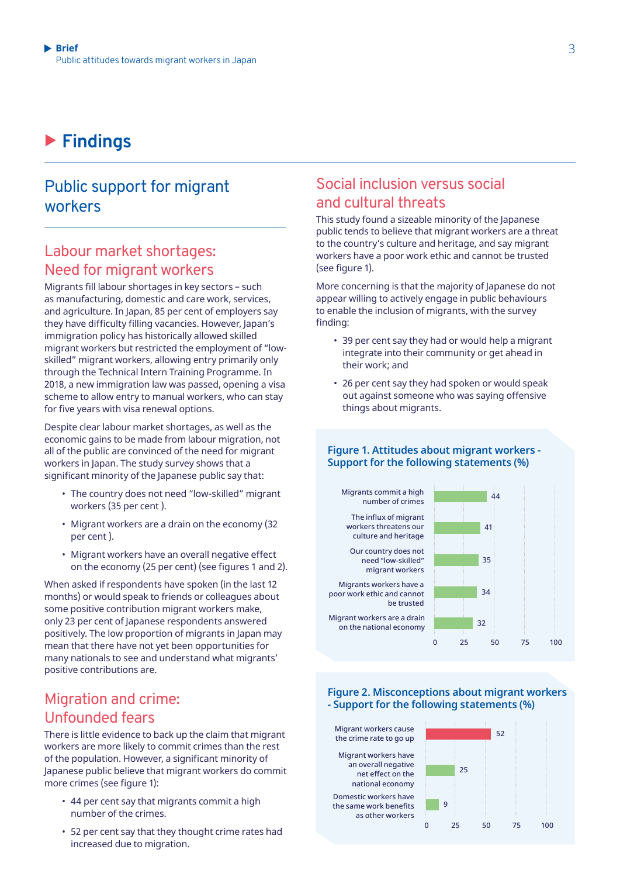# Findings

## Public support for migrant workers

### Labour market shortages: Need for migrant workers

Migrants fill labour shortages in key sectors – such as manufacturing, domestic and care work, services, and agriculture. In Japan, 85 per cent of employers say they have difficulty filling vacancies. However, Japan's immigration policy has historically allowed skilled migrant workers but restricted the employment of "low-skilled" migrant workers, allowing entry primarily only through the Technical Intern Training Programme. In 2018, a new immigration law was passed, opening a visa scheme to allow entry to manual workers, who can stay for five years with visa renewal options.

Despite clear labour market shortages, as well as the economic gains to be made from labour migration, not all of the public are convinced of the need for migrant workers in Japan. The study survey shows that a significant minority of the Japanese public say that:

- The country does not need "low-skilled" migrant workers (35 per cent ).
- Migrant workers are a drain on the economy (32 per cent ).
- Migrant workers have an overall negative effect on the economy (25 per cent) (see figures 1 and 2).

When asked if respondents have spoken (in the last 12 months) or would speak to friends or colleagues about some positive contribution migrant workers make, only 23 per cent of Japanese respondents answered positively. The low proportion of migrants in Japan may mean that there have not yet been opportunities for many nationals to see and understand what migrants' positive contributions are.

### Migration and crime: Unfounded fears

There is little evidence to back up the claim that migrant workers are more likely to commit crimes than the rest of the population. However, a significant minority of Japanese public believe that migrant workers do commit more crimes (see figure 1):

- 44 per cent say that migrants commit a high number of the crimes.
- 52 per cent say that they thought crime rates had increased due to migration.

### Social inclusion versus social and cultural threats

This study found a sizeable minority of the Japanese public tends to believe that migrant workers are a threat to the country's culture and heritage, and say migrant workers have a poor work ethic and cannot be trusted (see figure 1).

More concerning is that the majority of Japanese do not appear willing to actively engage in public behaviours to enable the inclusion of migrants, with the survey finding:

- 39 per cent say they had or would help a migrant integrate into their community or get ahead in their work; and
- 26 per cent say they had spoken or would speak out against someone who was saying offensive things about migrants.

**Figure 1. Attitudes about migrant workers - Support for the following statements (%)**

| Statement | % |
|---|---|
| Migrants commit a high number of crimes | 44 |
| The influx of migrant workers threatens our culture and heritage | 41 |
| Our country does not need "low-skilled" migrant workers | 35 |
| Migrants workers have a poor work ethic and cannot be trusted | 34 |
| Migrant workers are a drain on the national economy | 32 |

**Figure 2. Misconceptions about migrant workers - Support for the following statements (%)**

| Statement | % |
|---|---|
| Migrant workers cause the crime rate to go up | 52 |
| Migrant workers have an overall negative net effect on the national economy | 25 |
| Domestic workers have the same work benefits as other workers | 9 |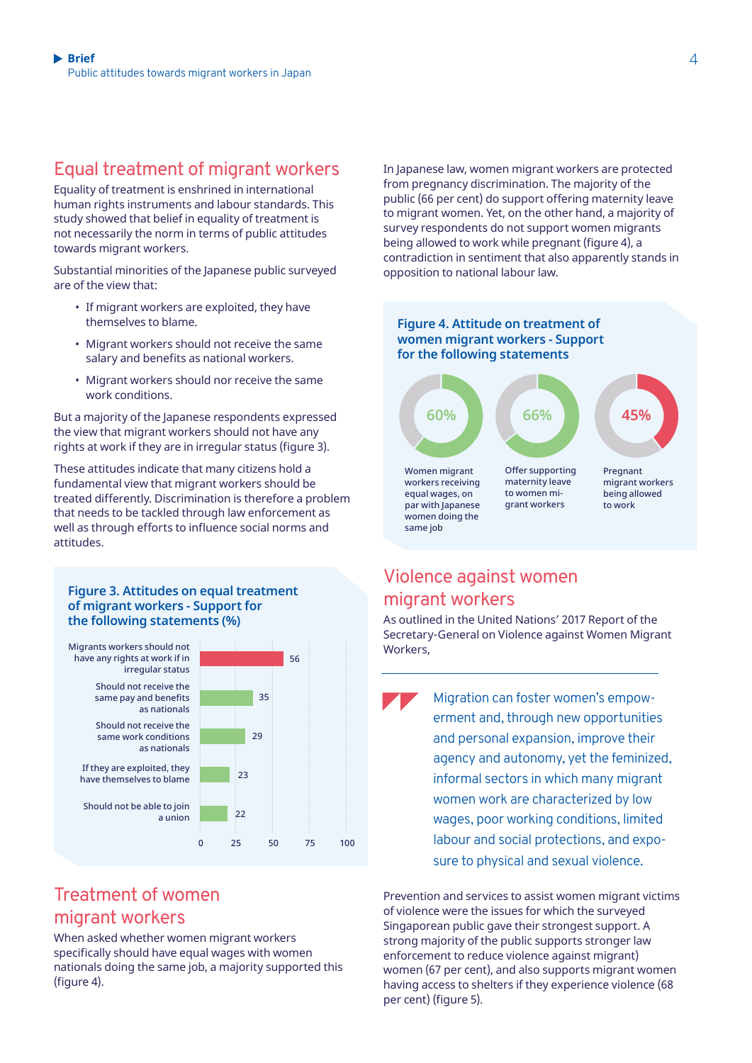## Equal treatment of migrant workers

Equality of treatment is enshrined in international human rights instruments and labour standards. This study showed that belief in equality of treatment is not necessarily the norm in terms of public attitudes towards migrant workers.

Substantial minorities of the Japanese public surveyed are of the view that:

- If migrant workers are exploited, they have themselves to blame.
- Migrant workers should not receive the same salary and benefits as national workers.
- Migrant workers should nor receive the same work conditions.

But a majority of the Japanese respondents expressed the view that migrant workers should not have any rights at work if they are in irregular status (figure 3).

These attitudes indicate that many citizens hold a fundamental view that migrant workers should be treated differently. Discrimination is therefore a problem that needs to be tackled through law enforcement as well as through efforts to influence social norms and attitudes.

**Figure 3. Attitudes on equal treatment of migrant workers - Support for the following statements (%)**

| Statement | % |
|---|---|
| Migrants workers should not have any rights at work if in irregular status | 56 |
| Should not receive the same pay and benefits as nationals | 35 |
| Should not receive the same work conditions as nationals | 29 |
| If they are exploited, they have themselves to blame | 23 |
| Should not be able to join a union | 22 |

## Treatment of women migrant workers

When asked whether women migrant workers specifically should have equal wages with women nationals doing the same job, a majority supported this (figure 4).

In Japanese law, women migrant workers are protected from pregnancy discrimination. The majority of the public (66 per cent) do support offering maternity leave to migrant women. Yet, on the other hand, a majority of survey respondents do not support women migrants being allowed to work while pregnant (figure 4), a contradiction in sentiment that also apparently stands in opposition to national labour law.

**Figure 4. Attitude on treatment of women migrant workers - Support for the following statements**

| Statement | % |
|---|---|
| Women migrant workers receiving equal wages, on par with Japanese women doing the same job | 60% |
| Offer supporting maternity leave to women migrant workers | 66% |
| Pregnant migrant workers being allowed to work | 45% |

## Violence against women migrant workers

As outlined in the United Nations' 2017 Report of the Secretary-General on Violence against Women Migrant Workers,

> Migration can foster women's empowerment and, through new opportunities and personal expansion, improve their agency and autonomy, yet the feminized, informal sectors in which many migrant women work are characterized by low wages, poor working conditions, limited labour and social protections, and exposure to physical and sexual violence.

Prevention and services to assist women migrant victims of violence were the issues for which the surveyed Singaporean public gave their strongest support. A strong majority of the public supports stronger law enforcement to reduce violence against migrant) women (67 per cent), and also supports migrant women having access to shelters if they experience violence (68 per cent) (figure 5).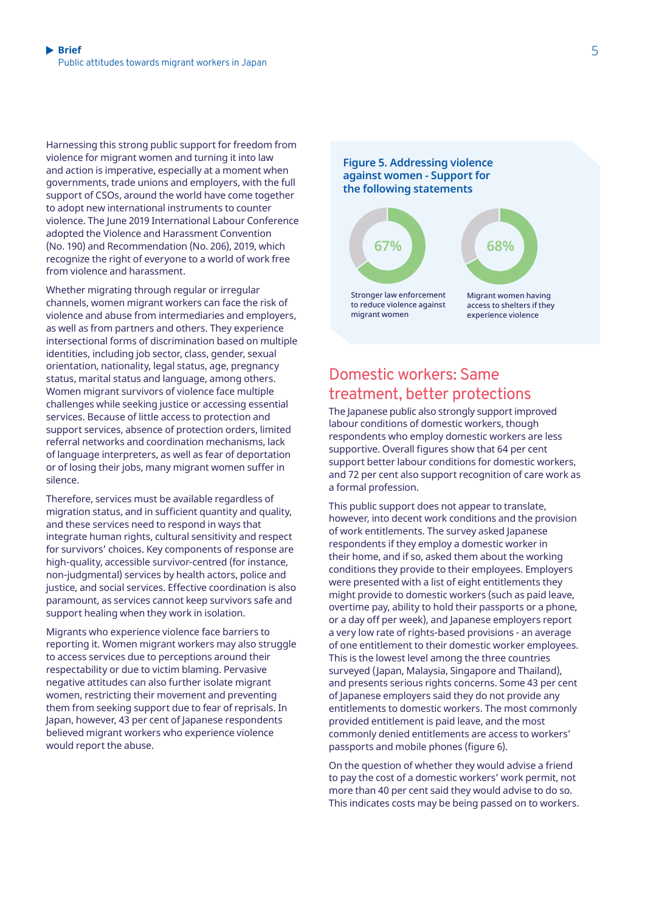Harnessing this strong public support for freedom from violence for migrant women and turning it into law and action is imperative, especially at a moment when governments, trade unions and employers, with the full support of CSOs, around the world have come together to adopt new international instruments to counter violence. The June 2019 International Labour Conference adopted the Violence and Harassment Convention (No. 190) and Recommendation (No. 206), 2019, which recognize the right of everyone to a world of work free from violence and harassment.

Whether migrating through regular or irregular channels, women migrant workers can face the risk of violence and abuse from intermediaries and employers, as well as from partners and others. They experience intersectional forms of discrimination based on multiple identities, including job sector, class, gender, sexual orientation, nationality, legal status, age, pregnancy status, marital status and language, among others. Women migrant survivors of violence face multiple challenges while seeking justice or accessing essential services. Because of little access to protection and support services, absence of protection orders, limited referral networks and coordination mechanisms, lack of language interpreters, as well as fear of deportation or of losing their jobs, many migrant women suffer in silence.

Therefore, services must be available regardless of migration status, and in sufficient quantity and quality, and these services need to respond in ways that integrate human rights, cultural sensitivity and respect for survivors' choices. Key components of response are high-quality, accessible survivor-centred (for instance, non-judgmental) services by health actors, police and justice, and social services. Effective coordination is also paramount, as services cannot keep survivors safe and support healing when they work in isolation.

Migrants who experience violence face barriers to reporting it. Women migrant workers may also struggle to access services due to perceptions around their respectability or due to victim blaming. Pervasive negative attitudes can also further isolate migrant women, restricting their movement and preventing them from seeking support due to fear of reprisals. In Japan, however, 43 per cent of Japanese respondents believed migrant workers who experience violence would report the abuse.

**Figure 5. Addressing violence against women - Support for the following statements**

| Statement | Support |
|---|---|
| Stronger law enforcement to reduce violence against migrant women | 67% |
| Migrant women having access to shelters if they experience violence | 68% |

## Domestic workers: Same treatment, better protections

The Japanese public also strongly support improved labour conditions of domestic workers, though respondents who employ domestic workers are less supportive. Overall figures show that 64 per cent support better labour conditions for domestic workers, and 72 per cent also support recognition of care work as a formal profession.

This public support does not appear to translate, however, into decent work conditions and the provision of work entitlements. The survey asked Japanese respondents if they employ a domestic worker in their home, and if so, asked them about the working conditions they provide to their employees. Employers were presented with a list of eight entitlements they might provide to domestic workers (such as paid leave, overtime pay, ability to hold their passports or a phone, or a day off per week), and Japanese employers report a very low rate of rights-based provisions - an average of one entitlement to their domestic worker employees. This is the lowest level among the three countries surveyed (Japan, Malaysia, Singapore and Thailand), and presents serious rights concerns. Some 43 per cent of Japanese employers said they do not provide any entitlements to domestic workers. The most commonly provided entitlement is paid leave, and the most commonly denied entitlements are access to workers' passports and mobile phones (figure 6).

On the question of whether they would advise a friend to pay the cost of a domestic workers' work permit, not more than 40 per cent said they would advise to do so. This indicates costs may be being passed on to workers.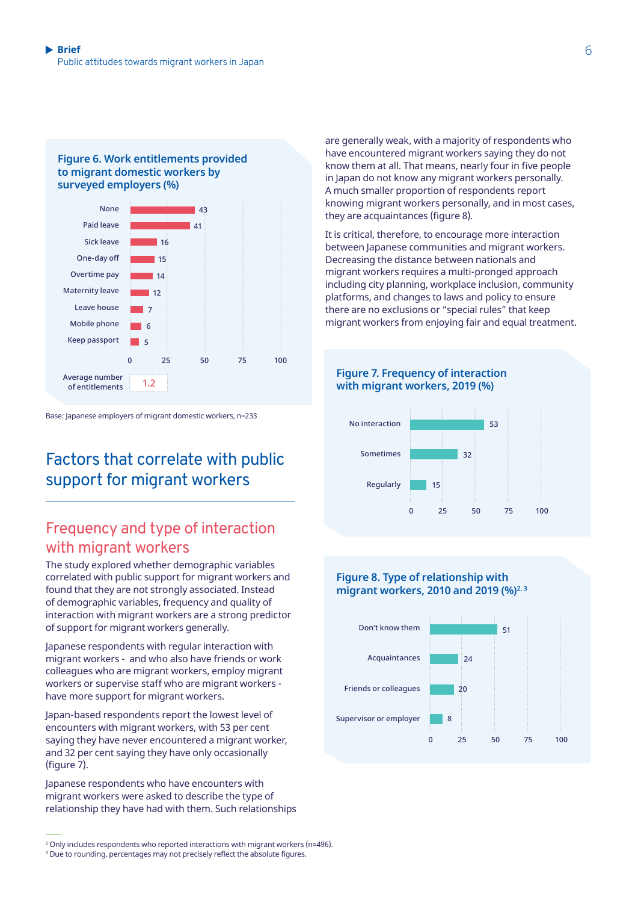**Figure 6. Work entitlements provided to migrant domestic workers by surveyed employers (%)**

| Entitlement | % |
|---|---|
| None | 43 |
| Paid leave | 41 |
| Sick leave | 16 |
| One-day off | 15 |
| Overtime pay | 14 |
| Maternity leave | 12 |
| Leave house | 7 |
| Mobile phone | 6 |
| Keep passport | 5 |
| Average number of entitlements | 1.2 |

Base: Japanese employers of migrant domestic workers, n=233

## Factors that correlate with public support for migrant workers

### Frequency and type of interaction with migrant workers

The study explored whether demographic variables correlated with public support for migrant workers and found that they are not strongly associated. Instead of demographic variables, frequency and quality of interaction with migrant workers are a strong predictor of support for migrant workers generally.

Japanese respondents with regular interaction with migrant workers - and who also have friends or work colleagues who are migrant workers, employ migrant workers or supervise staff who are migrant workers - have more support for migrant workers.

Japan-based respondents report the lowest level of encounters with migrant workers, with 53 per cent saying they have never encountered a migrant worker, and 32 per cent saying they have only occasionally (figure 7).

Japanese respondents who have encounters with migrant workers were asked to describe the type of relationship they have had with them. Such relationships are generally weak, with a majority of respondents who have encountered migrant workers saying they do not know them at all. That means, nearly four in five people in Japan do not know any migrant workers personally. A much smaller proportion of respondents report knowing migrant workers personally, and in most cases, they are acquaintances (figure 8).

It is critical, therefore, to encourage more interaction between Japanese communities and migrant workers. Decreasing the distance between nationals and migrant workers requires a multi-pronged approach including city planning, workplace inclusion, community platforms, and changes to laws and policy to ensure there are no exclusions or “special rules” that keep migrant workers from enjoying fair and equal treatment.

**Figure 7. Frequency of interaction with migrant workers, 2019 (%)**

| Frequency | % |
|---|---|
| No interaction | 53 |
| Sometimes | 32 |
| Regularly | 15 |

**Figure 8. Type of relationship with migrant workers, 2010 and 2019 (%)[2, 3]**

| Relationship | % |
|---|---|
| Don’t know them | 51 |
| Acquaintances | 24 |
| Friends or colleagues | 20 |
| Supervisor or employer | 8 |

[2] Only includes respondents who reported interactions with migrant workers (n=496).

[3] Due to rounding, percentages may not precisely reflect the absolute figures.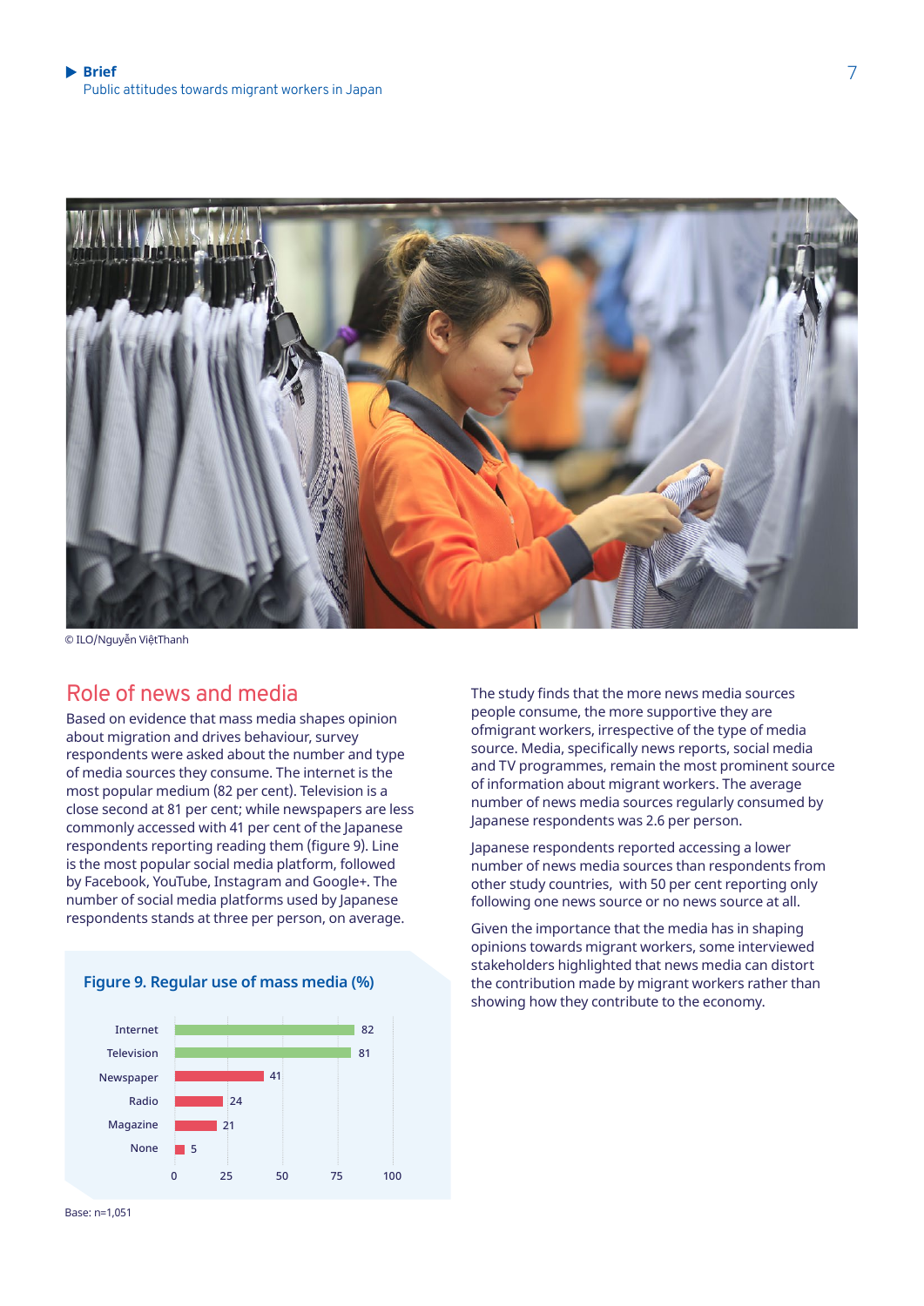© ILO/Nguyễn ViệtThanh

## Role of news and media

Based on evidence that mass media shapes opinion about migration and drives behaviour, survey respondents were asked about the number and type of media sources they consume. The internet is the most popular medium (82 per cent). Television is a close second at 81 per cent; while newspapers are less commonly accessed with 41 per cent of the Japanese respondents reporting reading them (figure 9). Line is the most popular social media platform, followed by Facebook, YouTube, Instagram and Google+. The number of social media platforms used by Japanese respondents stands at three per person, on average.

**Figure 9. Regular use of mass media (%)**

| Medium | % |
|---|---|
| Internet | 82 |
| Television | 81 |
| Newspaper | 41 |
| Radio | 24 |
| Magazine | 21 |
| None | 5 |

Base: n=1,051

The study finds that the more news media sources people consume, the more supportive they are ofmigrant workers, irrespective of the type of media source. Media, specifically news reports, social media and TV programmes, remain the most prominent source of information about migrant workers. The average number of news media sources regularly consumed by Japanese respondents was 2.6 per person.

Japanese respondents reported accessing a lower number of news media sources than respondents from other study countries, with 50 per cent reporting only following one news source or no news source at all.

Given the importance that the media has in shaping opinions towards migrant workers, some interviewed stakeholders highlighted that news media can distort the contribution made by migrant workers rather than showing how they contribute to the economy.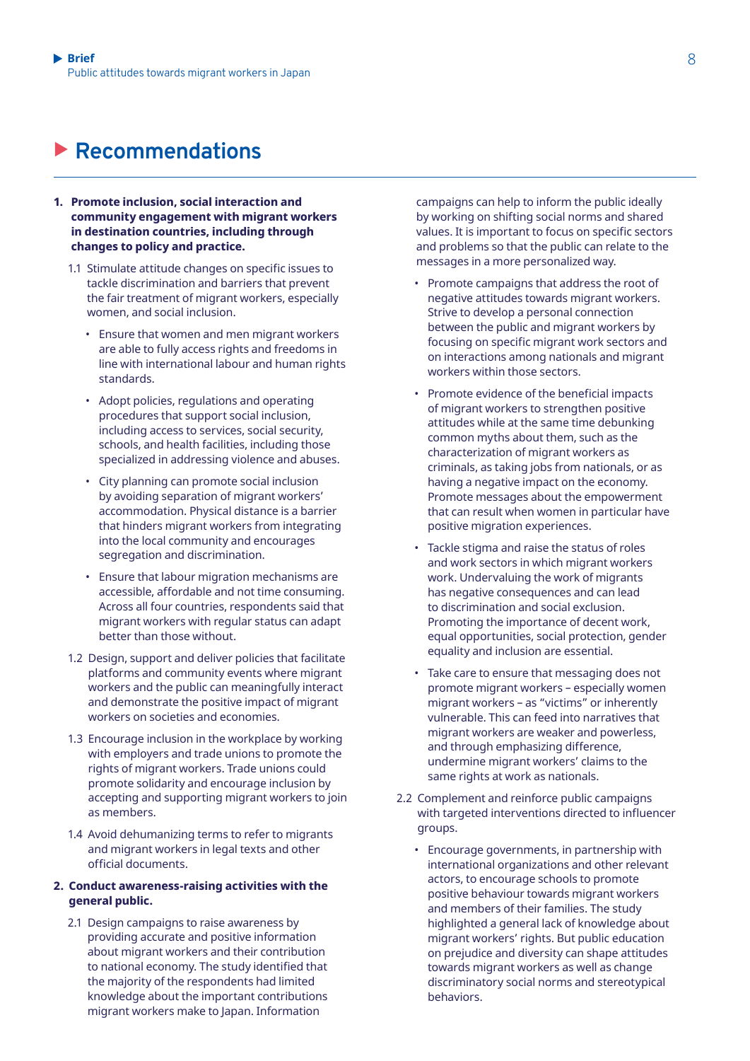# Recommendations

**1. Promote inclusion, social interaction and community engagement with migrant workers in destination countries, including through changes to policy and practice.**

1.1 Stimulate attitude changes on specific issues to tackle discrimination and barriers that prevent the fair treatment of migrant workers, especially women, and social inclusion.

- Ensure that women and men migrant workers are able to fully access rights and freedoms in line with international labour and human rights standards.
- Adopt policies, regulations and operating procedures that support social inclusion, including access to services, social security, schools, and health facilities, including those specialized in addressing violence and abuses.
- City planning can promote social inclusion by avoiding separation of migrant workers' accommodation. Physical distance is a barrier that hinders migrant workers from integrating into the local community and encourages segregation and discrimination.
- Ensure that labour migration mechanisms are accessible, affordable and not time consuming. Across all four countries, respondents said that migrant workers with regular status can adapt better than those without.

1.2 Design, support and deliver policies that facilitate platforms and community events where migrant workers and the public can meaningfully interact and demonstrate the positive impact of migrant workers on societies and economies.

1.3 Encourage inclusion in the workplace by working with employers and trade unions to promote the rights of migrant workers. Trade unions could promote solidarity and encourage inclusion by accepting and supporting migrant workers to join as members.

1.4 Avoid dehumanizing terms to refer to migrants and migrant workers in legal texts and other official documents.

**2. Conduct awareness-raising activities with the general public.**

2.1 Design campaigns to raise awareness by providing accurate and positive information about migrant workers and their contribution to national economy. The study identified that the majority of the respondents had limited knowledge about the important contributions migrant workers make to Japan. Information campaigns can help to inform the public ideally by working on shifting social norms and shared values. It is important to focus on specific sectors and problems so that the public can relate to the messages in a more personalized way.

- Promote campaigns that address the root of negative attitudes towards migrant workers. Strive to develop a personal connection between the public and migrant workers by focusing on specific migrant work sectors and on interactions among nationals and migrant workers within those sectors.
- Promote evidence of the beneficial impacts of migrant workers to strengthen positive attitudes while at the same time debunking common myths about them, such as the characterization of migrant workers as criminals, as taking jobs from nationals, or as having a negative impact on the economy. Promote messages about the empowerment that can result when women in particular have positive migration experiences.
- Tackle stigma and raise the status of roles and work sectors in which migrant workers work. Undervaluing the work of migrants has negative consequences and can lead to discrimination and social exclusion. Promoting the importance of decent work, equal opportunities, social protection, gender equality and inclusion are essential.
- Take care to ensure that messaging does not promote migrant workers – especially women migrant workers – as "victims" or inherently vulnerable. This can feed into narratives that migrant workers are weaker and powerless, and through emphasizing difference, undermine migrant workers' claims to the same rights at work as nationals.

2.2 Complement and reinforce public campaigns with targeted interventions directed to influencer groups.

- Encourage governments, in partnership with international organizations and other relevant actors, to encourage schools to promote positive behaviour towards migrant workers and members of their families. The study highlighted a general lack of knowledge about migrant workers' rights. But public education on prejudice and diversity can shape attitudes towards migrant workers as well as change discriminatory social norms and stereotypical behaviors.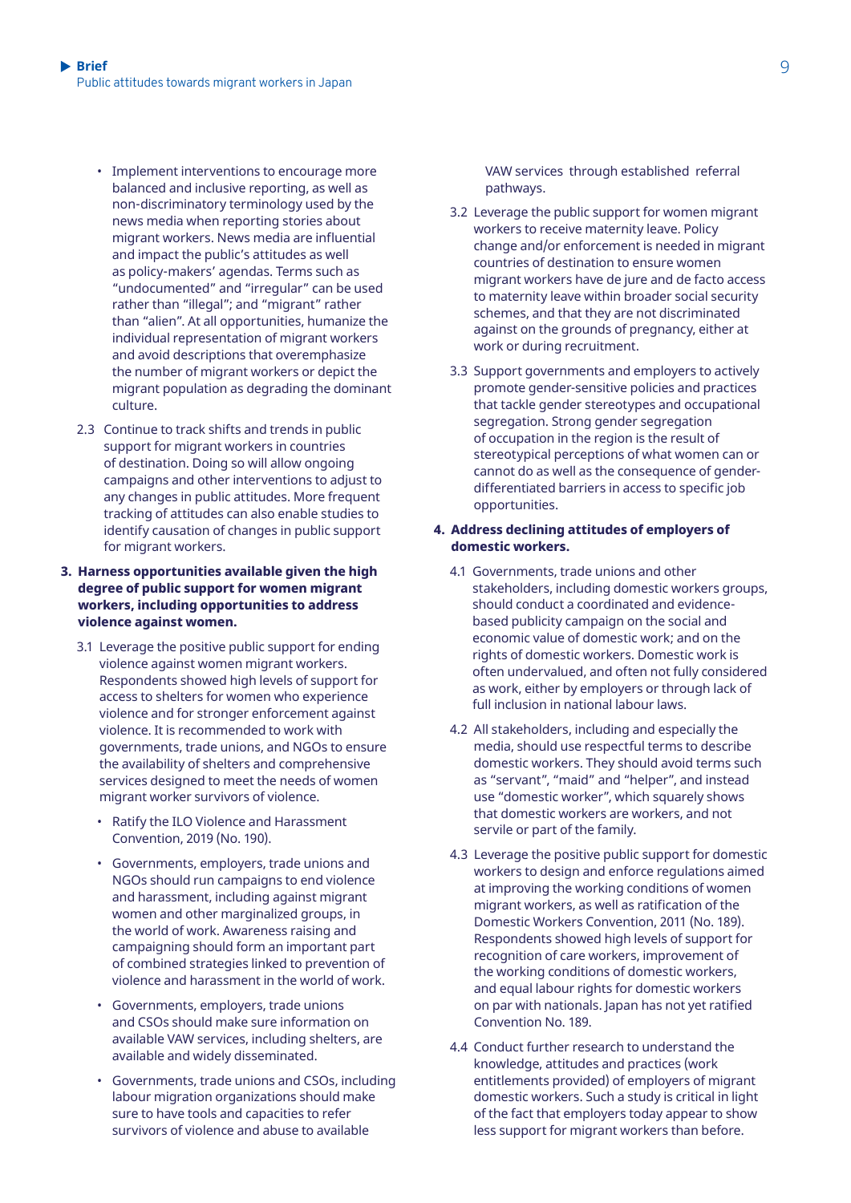- Implement interventions to encourage more balanced and inclusive reporting, as well as non-discriminatory terminology used by the news media when reporting stories about migrant workers. News media are influential and impact the public's attitudes as well as policy-makers' agendas. Terms such as "undocumented" and "irregular" can be used rather than "illegal"; and "migrant" rather than "alien". At all opportunities, humanize the individual representation of migrant workers and avoid descriptions that overemphasize the number of migrant workers or depict the migrant population as degrading the dominant culture.

2.3 Continue to track shifts and trends in public support for migrant workers in countries of destination. Doing so will allow ongoing campaigns and other interventions to adjust to any changes in public attitudes. More frequent tracking of attitudes can also enable studies to identify causation of changes in public support for migrant workers.

**3. Harness opportunities available given the high degree of public support for women migrant workers, including opportunities to address violence against women.**

3.1 Leverage the positive public support for ending violence against women migrant workers. Respondents showed high levels of support for access to shelters for women who experience violence and for stronger enforcement against violence. It is recommended to work with governments, trade unions, and NGOs to ensure the availability of shelters and comprehensive services designed to meet the needs of women migrant worker survivors of violence.

- Ratify the ILO Violence and Harassment Convention, 2019 (No. 190).
- Governments, employers, trade unions and NGOs should run campaigns to end violence and harassment, including against migrant women and other marginalized groups, in the world of work. Awareness raising and campaigning should form an important part of combined strategies linked to prevention of violence and harassment in the world of work.
- Governments, employers, trade unions and CSOs should make sure information on available VAW services, including shelters, are available and widely disseminated.
- Governments, trade unions and CSOs, including labour migration organizations should make sure to have tools and capacities to refer survivors of violence and abuse to available VAW services through established referral pathways.

3.2 Leverage the public support for women migrant workers to receive maternity leave. Policy change and/or enforcement is needed in migrant countries of destination to ensure women migrant workers have de jure and de facto access to maternity leave within broader social security schemes, and that they are not discriminated against on the grounds of pregnancy, either at work or during recruitment.

3.3 Support governments and employers to actively promote gender-sensitive policies and practices that tackle gender stereotypes and occupational segregation. Strong gender segregation of occupation in the region is the result of stereotypical perceptions of what women can or cannot do as well as the consequence of gender-differentiated barriers in access to specific job opportunities.

**4. Address declining attitudes of employers of domestic workers.**

4.1 Governments, trade unions and other stakeholders, including domestic workers groups, should conduct a coordinated and evidence-based publicity campaign on the social and economic value of domestic work; and on the rights of domestic workers. Domestic work is often undervalued, and often not fully considered as work, either by employers or through lack of full inclusion in national labour laws.

4.2 All stakeholders, including and especially the media, should use respectful terms to describe domestic workers. They should avoid terms such as "servant", "maid" and "helper", and instead use "domestic worker", which squarely shows that domestic workers are workers, and not servile or part of the family.

4.3 Leverage the positive public support for domestic workers to design and enforce regulations aimed at improving the working conditions of women migrant workers, as well as ratification of the Domestic Workers Convention, 2011 (No. 189). Respondents showed high levels of support for recognition of care workers, improvement of the working conditions of domestic workers, and equal labour rights for domestic workers on par with nationals. Japan has not yet ratified Convention No. 189.

4.4 Conduct further research to understand the knowledge, attitudes and practices (work entitlements provided) of employers of migrant domestic workers. Such a study is critical in light of the fact that employers today appear to show less support for migrant workers than before.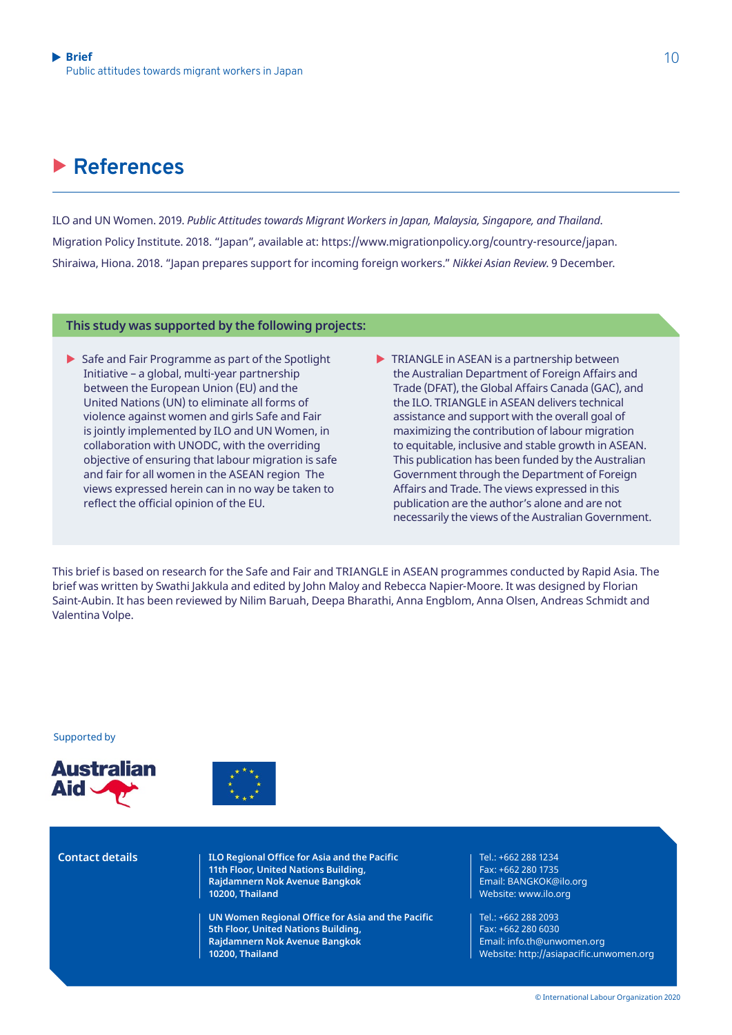# References

ILO and UN Women. 2019. *Public Attitudes towards Migrant Workers in Japan, Malaysia, Singapore, and Thailand*.

Migration Policy Institute. 2018. "Japan", available at: https://www.migrationpolicy.org/country-resource/japan.

Shiraiwa, Hiona. 2018. "Japan prepares support for incoming foreign workers." *Nikkei Asian Review*. 9 December.

**This study was supported by the following projects:**

- Safe and Fair Programme as part of the Spotlight Initiative – a global, multi-year partnership between the European Union (EU) and the United Nations (UN) to eliminate all forms of violence against women and girls Safe and Fair is jointly implemented by ILO and UN Women, in collaboration with UNODC, with the overriding objective of ensuring that labour migration is safe and fair for all women in the ASEAN region The views expressed herein can in no way be taken to reflect the official opinion of the EU.
- TRIANGLE in ASEAN is a partnership between the Australian Department of Foreign Affairs and Trade (DFAT), the Global Affairs Canada (GAC), and the ILO. TRIANGLE in ASEAN delivers technical assistance and support with the overall goal of maximizing the contribution of labour migration to equitable, inclusive and stable growth in ASEAN. This publication has been funded by the Australian Government through the Department of Foreign Affairs and Trade. The views expressed in this publication are the author's alone and are not necessarily the views of the Australian Government.

This brief is based on research for the Safe and Fair and TRIANGLE in ASEAN programmes conducted by Rapid Asia. The brief was written by Swathi Jakkula and edited by John Maloy and Rebecca Napier-Moore. It was designed by Florian Saint-Aubin. It has been reviewed by Nilim Baruah, Deepa Bharathi, Anna Engblom, Anna Olsen, Andreas Schmidt and Valentina Volpe.

Supported by

Australian Aid

**Contact details**

**ILO Regional Office for Asia and the Pacific**
**11th Floor, United Nations Building,**
**Rajdamnern Nok Avenue Bangkok**
**10200, Thailand**

Tel.: +662 288 1234
Fax: +662 280 1735
Email: BANGKOK@ilo.org
Website: www.ilo.org

**UN Women Regional Office for Asia and the Pacific**
**5th Floor, United Nations Building,**
**Rajdamnern Nok Avenue Bangkok**
**10200, Thailand**

Tel.: +662 288 2093
Fax: +662 280 6030
Email: info.th@unwomen.org
Website: http://asiapacific.unwomen.org

© International Labour Organization 2020